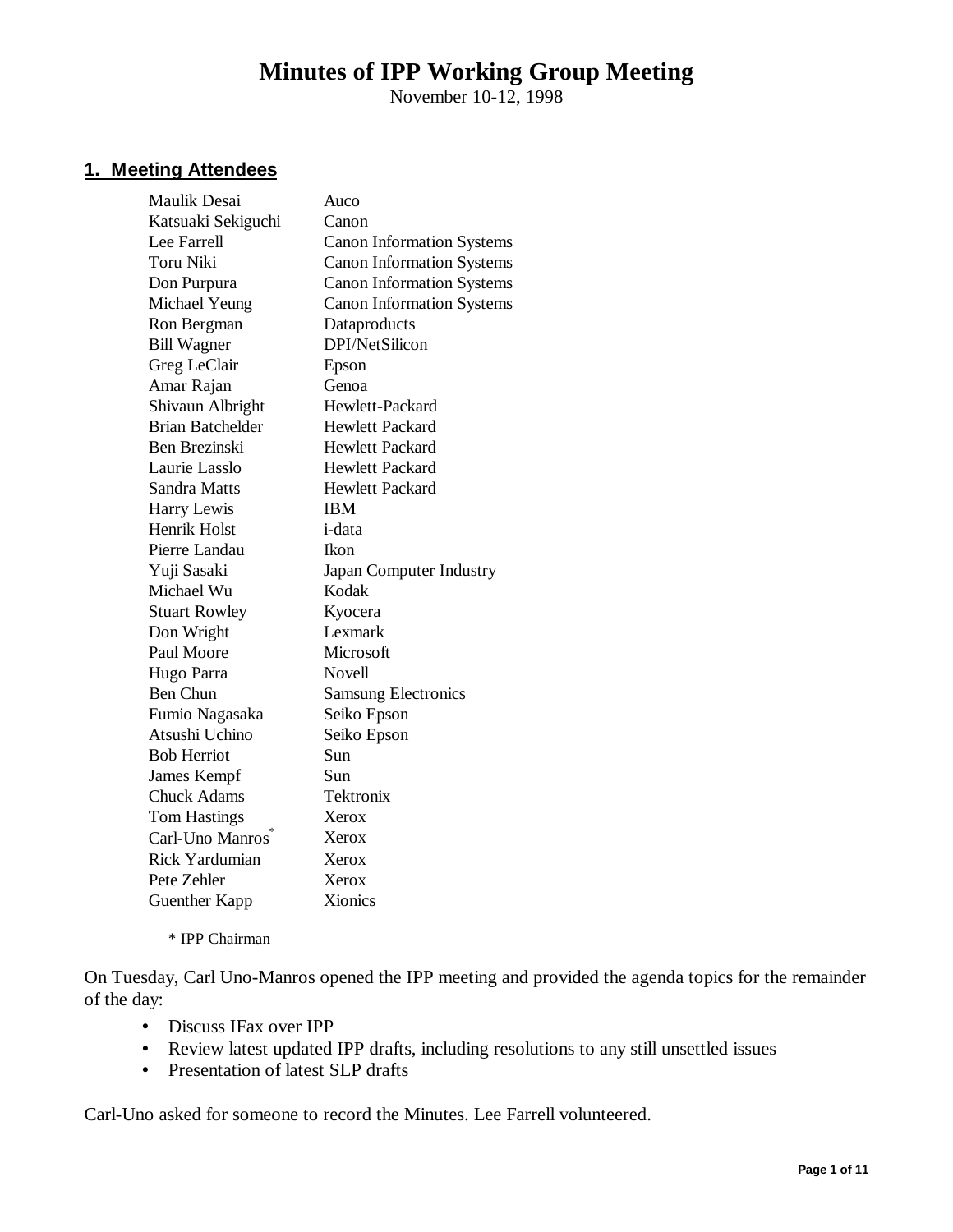# Minutes of IPP Working Group Meeting

November 10-12, 1998

## 1. Meeting Attendees

| | |
|---|---|
| Maulik Desai | Auco |
| Katsuaki Sekiguchi | Canon |
| Lee Farrell | Canon Information Systems |
| Toru Niki | Canon Information Systems |
| Don Purpura | Canon Information Systems |
| Michael Yeung | Canon Information Systems |
| Ron Bergman | Dataproducts |
| Bill Wagner | DPI/NetSilicon |
| Greg LeClair | Epson |
| Amar Rajan | Genoa |
| Shivaun Albright | Hewlett-Packard |
| Brian Batchelder | Hewlett Packard |
| Ben Brezinski | Hewlett Packard |
| Laurie Lasslo | Hewlett Packard |
| Sandra Matts | Hewlett Packard |
| Harry Lewis | IBM |
| Henrik Holst | i-data |
| Pierre Landau | Ikon |
| Yuji Sasaki | Japan Computer Industry |
| Michael Wu | Kodak |
| Stuart Rowley | Kyocera |
| Don Wright | Lexmark |
| Paul Moore | Microsoft |
| Hugo Parra | Novell |
| Ben Chun | Samsung Electronics |
| Fumio Nagasaka | Seiko Epson |
| Atsushi Uchino | Seiko Epson |
| Bob Herriot | Sun |
| James Kempf | Sun |
| Chuck Adams | Tektronix |
| Tom Hastings | Xerox |
| Carl-Uno Manros* | Xerox |
| Rick Yardumian | Xerox |
| Pete Zehler | Xerox |
| Guenther Kapp | Xionics |

\* IPP Chairman

On Tuesday, Carl Uno-Manros opened the IPP meeting and provided the agenda topics for the remainder of the day:

- Discuss IFax over IPP
- Review latest updated IPP drafts, including resolutions to any still unsettled issues
- Presentation of latest SLP drafts

Carl-Uno asked for someone to record the Minutes. Lee Farrell volunteered.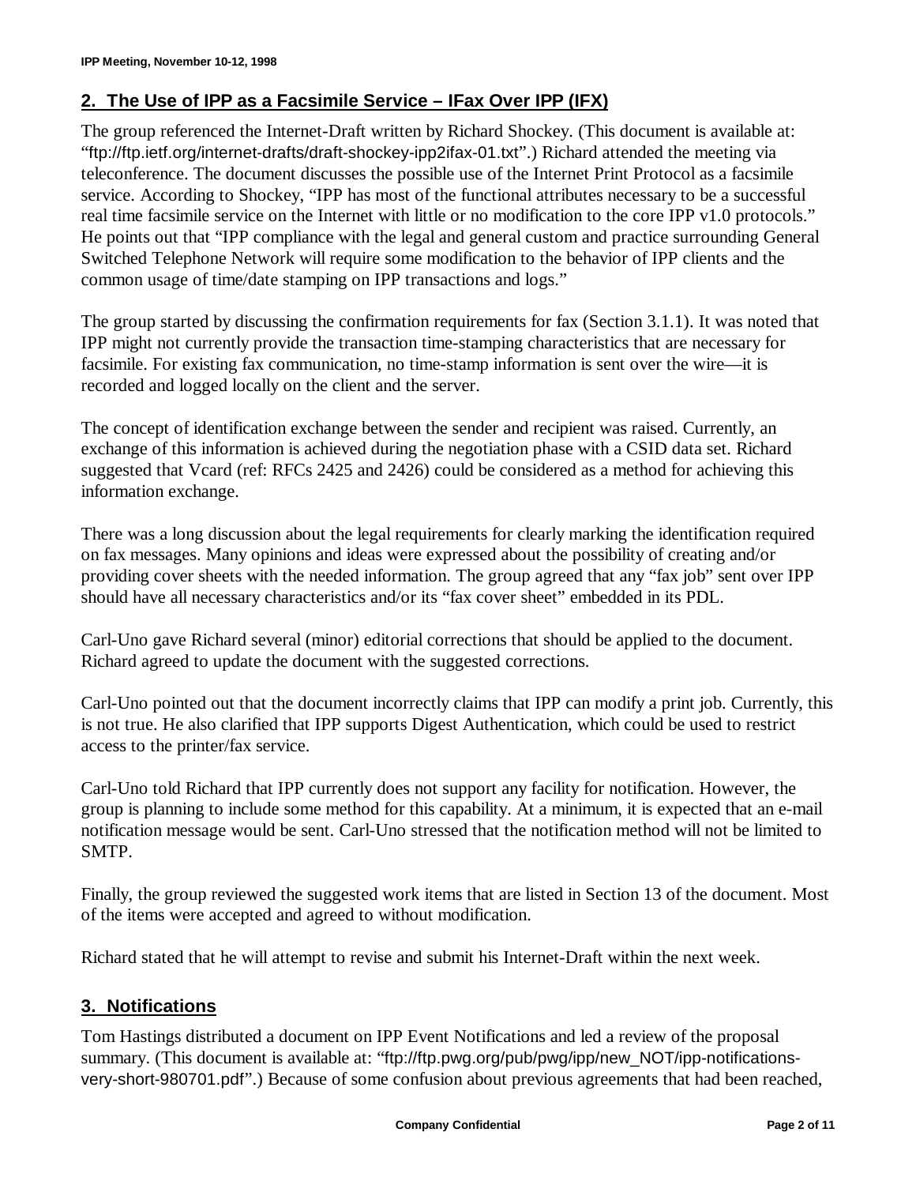## 2. The Use of IPP as a Facsimile Service – IFax Over IPP (IFX)

The group referenced the Internet-Draft written by Richard Shockey. (This document is available at: "ftp://ftp.ietf.org/internet-drafts/draft-shockey-ipp2ifax-01.txt".) Richard attended the meeting via teleconference. The document discusses the possible use of the Internet Print Protocol as a facsimile service. According to Shockey, "IPP has most of the functional attributes necessary to be a successful real time facsimile service on the Internet with little or no modification to the core IPP v1.0 protocols." He points out that "IPP compliance with the legal and general custom and practice surrounding General Switched Telephone Network will require some modification to the behavior of IPP clients and the common usage of time/date stamping on IPP transactions and logs."

The group started by discussing the confirmation requirements for fax (Section 3.1.1). It was noted that IPP might not currently provide the transaction time-stamping characteristics that are necessary for facsimile. For existing fax communication, no time-stamp information is sent over the wire—it is recorded and logged locally on the client and the server.

The concept of identification exchange between the sender and recipient was raised. Currently, an exchange of this information is achieved during the negotiation phase with a CSID data set. Richard suggested that Vcard (ref: RFCs 2425 and 2426) could be considered as a method for achieving this information exchange.

There was a long discussion about the legal requirements for clearly marking the identification required on fax messages. Many opinions and ideas were expressed about the possibility of creating and/or providing cover sheets with the needed information. The group agreed that any "fax job" sent over IPP should have all necessary characteristics and/or its "fax cover sheet" embedded in its PDL.

Carl-Uno gave Richard several (minor) editorial corrections that should be applied to the document. Richard agreed to update the document with the suggested corrections.

Carl-Uno pointed out that the document incorrectly claims that IPP can modify a print job. Currently, this is not true. He also clarified that IPP supports Digest Authentication, which could be used to restrict access to the printer/fax service.

Carl-Uno told Richard that IPP currently does not support any facility for notification. However, the group is planning to include some method for this capability. At a minimum, it is expected that an e-mail notification message would be sent. Carl-Uno stressed that the notification method will not be limited to SMTP.

Finally, the group reviewed the suggested work items that are listed in Section 13 of the document. Most of the items were accepted and agreed to without modification.

Richard stated that he will attempt to revise and submit his Internet-Draft within the next week.

## 3. Notifications

Tom Hastings distributed a document on IPP Event Notifications and led a review of the proposal summary. (This document is available at: "ftp://ftp.pwg.org/pub/pwg/ipp/new_NOT/ipp-notifications-very-short-980701.pdf".) Because of some confusion about previous agreements that had been reached,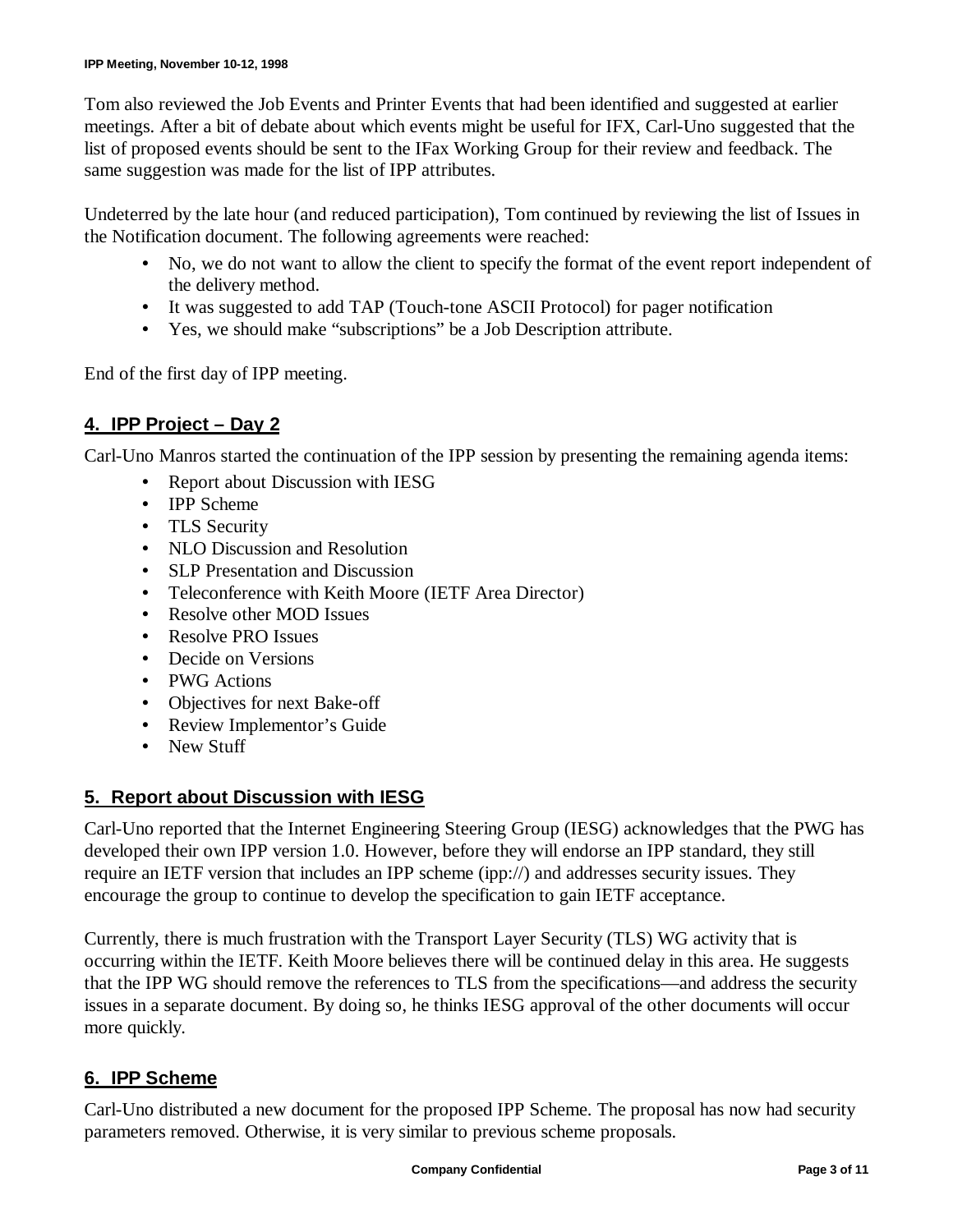Tom also reviewed the Job Events and Printer Events that had been identified and suggested at earlier meetings. After a bit of debate about which events might be useful for IFX, Carl-Uno suggested that the list of proposed events should be sent to the IFax Working Group for their review and feedback. The same suggestion was made for the list of IPP attributes.

Undeterred by the late hour (and reduced participation), Tom continued by reviewing the list of Issues in the Notification document. The following agreements were reached:

- No, we do not want to allow the client to specify the format of the event report independent of the delivery method.
- It was suggested to add TAP (Touch-tone ASCII Protocol) for pager notification
- Yes, we should make "subscriptions" be a Job Description attribute.

End of the first day of IPP meeting.

## 4. IPP Project – Day 2

Carl-Uno Manros started the continuation of the IPP session by presenting the remaining agenda items:

- Report about Discussion with IESG
- IPP Scheme
- TLS Security
- NLO Discussion and Resolution
- SLP Presentation and Discussion
- Teleconference with Keith Moore (IETF Area Director)
- Resolve other MOD Issues
- Resolve PRO Issues
- Decide on Versions
- PWG Actions
- Objectives for next Bake-off
- Review Implementor's Guide
- New Stuff

## 5. Report about Discussion with IESG

Carl-Uno reported that the Internet Engineering Steering Group (IESG) acknowledges that the PWG has developed their own IPP version 1.0. However, before they will endorse an IPP standard, they still require an IETF version that includes an IPP scheme (ipp://) and addresses security issues. They encourage the group to continue to develop the specification to gain IETF acceptance.

Currently, there is much frustration with the Transport Layer Security (TLS) WG activity that is occurring within the IETF. Keith Moore believes there will be continued delay in this area. He suggests that the IPP WG should remove the references to TLS from the specifications—and address the security issues in a separate document. By doing so, he thinks IESG approval of the other documents will occur more quickly.

## 6. IPP Scheme

Carl-Uno distributed a new document for the proposed IPP Scheme. The proposal has now had security parameters removed. Otherwise, it is very similar to previous scheme proposals.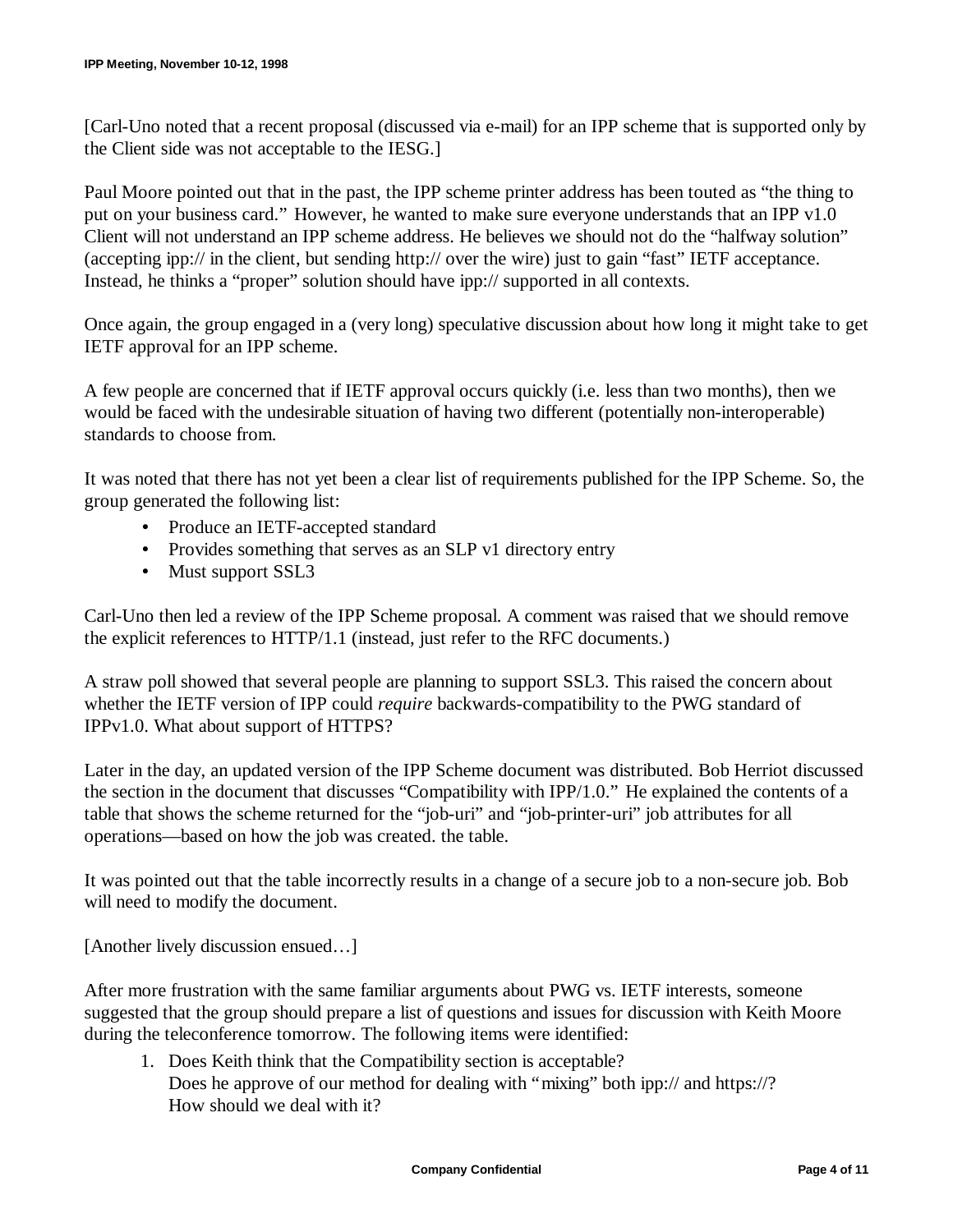[Carl-Uno noted that a recent proposal (discussed via e-mail) for an IPP scheme that is supported only by the Client side was not acceptable to the IESG.]

Paul Moore pointed out that in the past, the IPP scheme printer address has been touted as "the thing to put on your business card." However, he wanted to make sure everyone understands that an IPP v1.0 Client will not understand an IPP scheme address. He believes we should not do the "halfway solution" (accepting ipp:// in the client, but sending http:// over the wire) just to gain "fast" IETF acceptance. Instead, he thinks a "proper" solution should have ipp:// supported in all contexts.

Once again, the group engaged in a (very long) speculative discussion about how long it might take to get IETF approval for an IPP scheme.

A few people are concerned that if IETF approval occurs quickly (i.e. less than two months), then we would be faced with the undesirable situation of having two different (potentially non-interoperable) standards to choose from.

It was noted that there has not yet been a clear list of requirements published for the IPP Scheme. So, the group generated the following list:

- Produce an IETF-accepted standard
- Provides something that serves as an SLP v1 directory entry
- Must support SSL3

Carl-Uno then led a review of the IPP Scheme proposal. A comment was raised that we should remove the explicit references to HTTP/1.1 (instead, just refer to the RFC documents.)

A straw poll showed that several people are planning to support SSL3. This raised the concern about whether the IETF version of IPP could *require* backwards-compatibility to the PWG standard of IPPv1.0. What about support of HTTPS?

Later in the day, an updated version of the IPP Scheme document was distributed. Bob Herriot discussed the section in the document that discusses "Compatibility with IPP/1.0." He explained the contents of a table that shows the scheme returned for the "job-uri" and "job-printer-uri" job attributes for all operations—based on how the job was created. the table.

It was pointed out that the table incorrectly results in a change of a secure job to a non-secure job. Bob will need to modify the document.

[Another lively discussion ensued…]

After more frustration with the same familiar arguments about PWG vs. IETF interests, someone suggested that the group should prepare a list of questions and issues for discussion with Keith Moore during the teleconference tomorrow. The following items were identified:

1. Does Keith think that the Compatibility section is acceptable?
   Does he approve of our method for dealing with "mixing" both ipp:// and https://?
   How should we deal with it?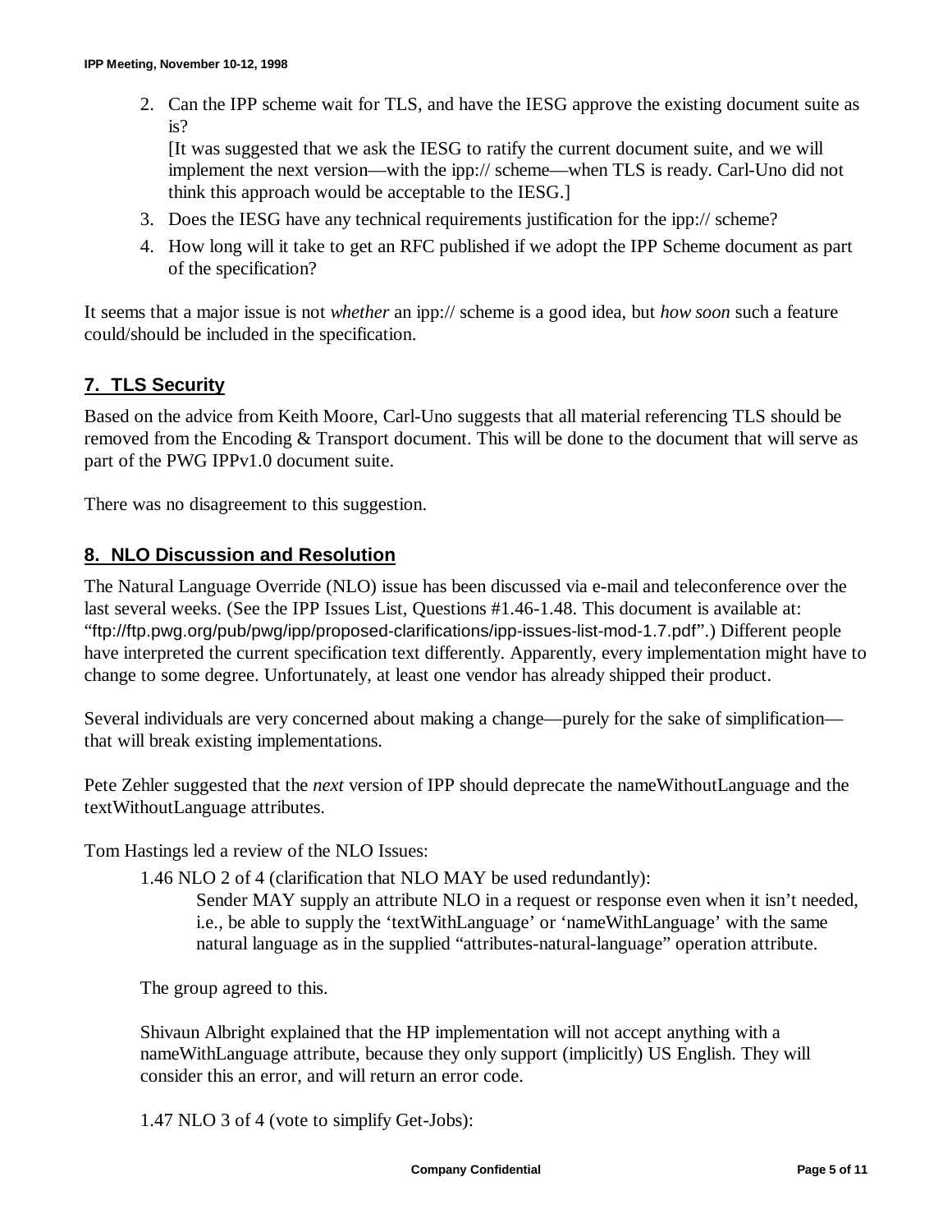2. Can the IPP scheme wait for TLS, and have the IESG approve the existing document suite as is?
   [It was suggested that we ask the IESG to ratify the current document suite, and we will implement the next version—with the ipp:// scheme—when TLS is ready. Carl-Uno did not think this approach would be acceptable to the IESG.]
3. Does the IESG have any technical requirements justification for the ipp:// scheme?
4. How long will it take to get an RFC published if we adopt the IPP Scheme document as part of the specification?

It seems that a major issue is not *whether* an ipp:// scheme is a good idea, but *how soon* such a feature could/should be included in the specification.

## 7. TLS Security

Based on the advice from Keith Moore, Carl-Uno suggests that all material referencing TLS should be removed from the Encoding & Transport document. This will be done to the document that will serve as part of the PWG IPPv1.0 document suite.

There was no disagreement to this suggestion.

## 8. NLO Discussion and Resolution

The Natural Language Override (NLO) issue has been discussed via e-mail and teleconference over the last several weeks. (See the IPP Issues List, Questions #1.46-1.48. This document is available at: "ftp://ftp.pwg.org/pub/pwg/ipp/proposed-clarifications/ipp-issues-list-mod-1.7.pdf".) Different people have interpreted the current specification text differently. Apparently, every implementation might have to change to some degree. Unfortunately, at least one vendor has already shipped their product.

Several individuals are very concerned about making a change—purely for the sake of simplification—that will break existing implementations.

Pete Zehler suggested that the *next* version of IPP should deprecate the nameWithoutLanguage and the textWithoutLanguage attributes.

Tom Hastings led a review of the NLO Issues:

> 1.46 NLO 2 of 4 (clarification that NLO MAY be used redundantly):
>
> > Sender MAY supply an attribute NLO in a request or response even when it isn't needed, i.e., be able to supply the 'textWithLanguage' or 'nameWithLanguage' with the same natural language as in the supplied "attributes-natural-language" operation attribute.
>
> The group agreed to this.
>
> Shivaun Albright explained that the HP implementation will not accept anything with a nameWithLanguage attribute, because they only support (implicitly) US English. They will consider this an error, and will return an error code.
>
> 1.47 NLO 3 of 4 (vote to simplify Get-Jobs):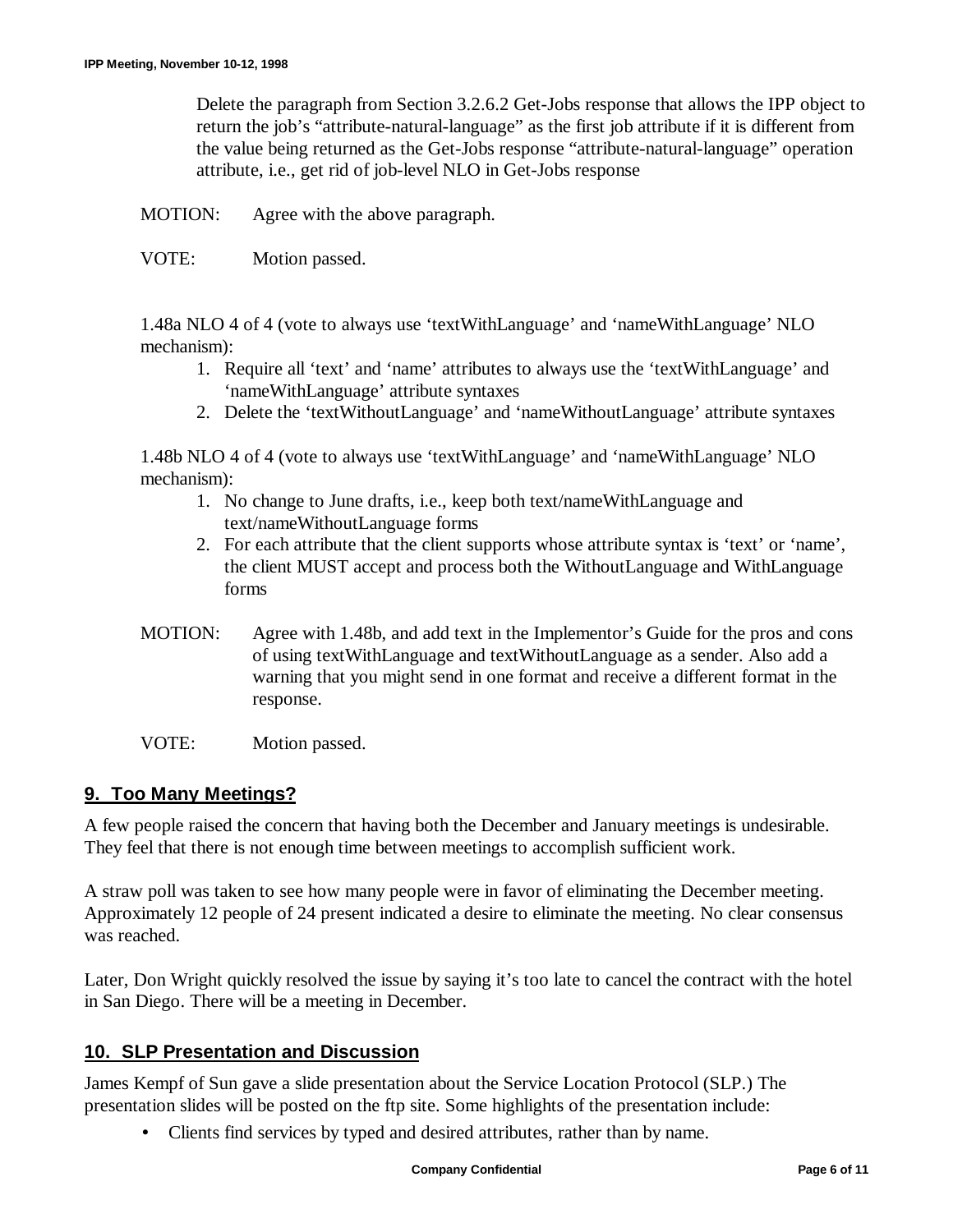Delete the paragraph from Section 3.2.6.2 Get-Jobs response that allows the IPP object to return the job's "attribute-natural-language" as the first job attribute if it is different from the value being returned as the Get-Jobs response "attribute-natural-language" operation attribute, i.e., get rid of job-level NLO in Get-Jobs response

MOTION: Agree with the above paragraph.

VOTE: Motion passed.

1.48a NLO 4 of 4 (vote to always use 'textWithLanguage' and 'nameWithLanguage' NLO mechanism):

1. Require all 'text' and 'name' attributes to always use the 'textWithLanguage' and 'nameWithLanguage' attribute syntaxes
2. Delete the 'textWithoutLanguage' and 'nameWithoutLanguage' attribute syntaxes

1.48b NLO 4 of 4 (vote to always use 'textWithLanguage' and 'nameWithLanguage' NLO mechanism):

1. No change to June drafts, i.e., keep both text/nameWithLanguage and text/nameWithoutLanguage forms
2. For each attribute that the client supports whose attribute syntax is 'text' or 'name', the client MUST accept and process both the WithoutLanguage and WithLanguage forms

MOTION: Agree with 1.48b, and add text in the Implementor's Guide for the pros and cons of using textWithLanguage and textWithoutLanguage as a sender. Also add a warning that you might send in one format and receive a different format in the response.

VOTE: Motion passed.

## 9. Too Many Meetings?

A few people raised the concern that having both the December and January meetings is undesirable. They feel that there is not enough time between meetings to accomplish sufficient work.

A straw poll was taken to see how many people were in favor of eliminating the December meeting. Approximately 12 people of 24 present indicated a desire to eliminate the meeting. No clear consensus was reached.

Later, Don Wright quickly resolved the issue by saying it's too late to cancel the contract with the hotel in San Diego. There will be a meeting in December.

## 10. SLP Presentation and Discussion

James Kempf of Sun gave a slide presentation about the Service Location Protocol (SLP.) The presentation slides will be posted on the ftp site. Some highlights of the presentation include:

- Clients find services by typed and desired attributes, rather than by name.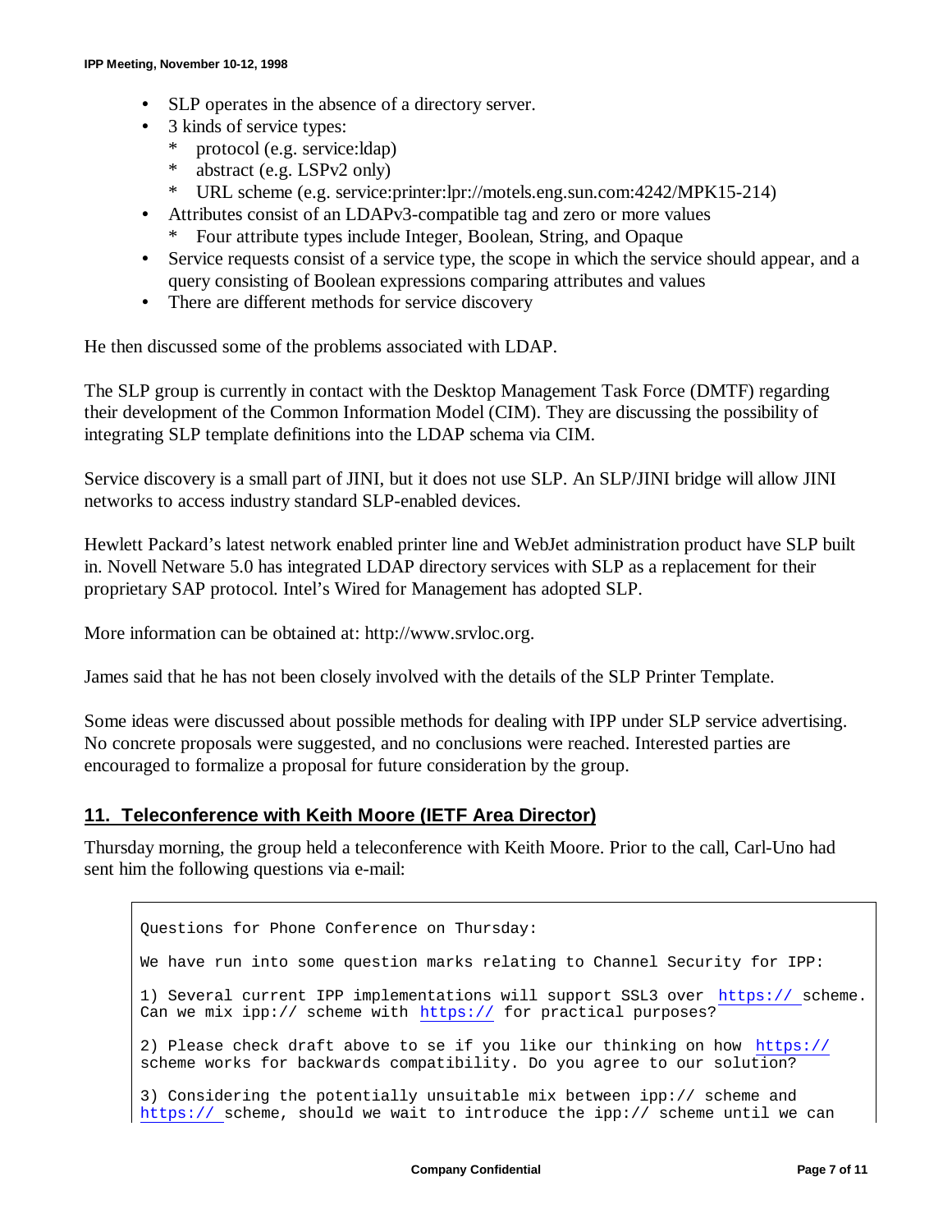- SLP operates in the absence of a directory server.
- 3 kinds of service types:
  * protocol (e.g. service:ldap)
  * abstract (e.g. LSPv2 only)
  * URL scheme (e.g. service:printer:lpr://motels.eng.sun.com:4242/MPK15-214)
- Attributes consist of an LDAPv3-compatible tag and zero or more values
  * Four attribute types include Integer, Boolean, String, and Opaque
- Service requests consist of a service type, the scope in which the service should appear, and a query consisting of Boolean expressions comparing attributes and values
- There are different methods for service discovery

He then discussed some of the problems associated with LDAP.

The SLP group is currently in contact with the Desktop Management Task Force (DMTF) regarding their development of the Common Information Model (CIM). They are discussing the possibility of integrating SLP template definitions into the LDAP schema via CIM.

Service discovery is a small part of JINI, but it does not use SLP. An SLP/JINI bridge will allow JINI networks to access industry standard SLP-enabled devices.

Hewlett Packard's latest network enabled printer line and WebJet administration product have SLP built in. Novell Netware 5.0 has integrated LDAP directory services with SLP as a replacement for their proprietary SAP protocol. Intel's Wired for Management has adopted SLP.

More information can be obtained at: http://www.srvloc.org.

James said that he has not been closely involved with the details of the SLP Printer Template.

Some ideas were discussed about possible methods for dealing with IPP under SLP service advertising. No concrete proposals were suggested, and no conclusions were reached. Interested parties are encouraged to formalize a proposal for future consideration by the group.

## 11. Teleconference with Keith Moore (IETF Area Director)

Thursday morning, the group held a teleconference with Keith Moore. Prior to the call, Carl-Uno had sent him the following questions via e-mail:

```
Questions for Phone Conference on Thursday:

We have run into some question marks relating to Channel Security for IPP:

1) Several current IPP implementations will support SSL3 over https:// scheme.
Can we mix ipp:// scheme with https:// for practical purposes?

2) Please check draft above to se if you like our thinking on how https://
scheme works for backwards compatibility. Do you agree to our solution?

3) Considering the potentially unsuitable mix between ipp:// scheme and
https:// scheme, should we wait to introduce the ipp:// scheme until we can
```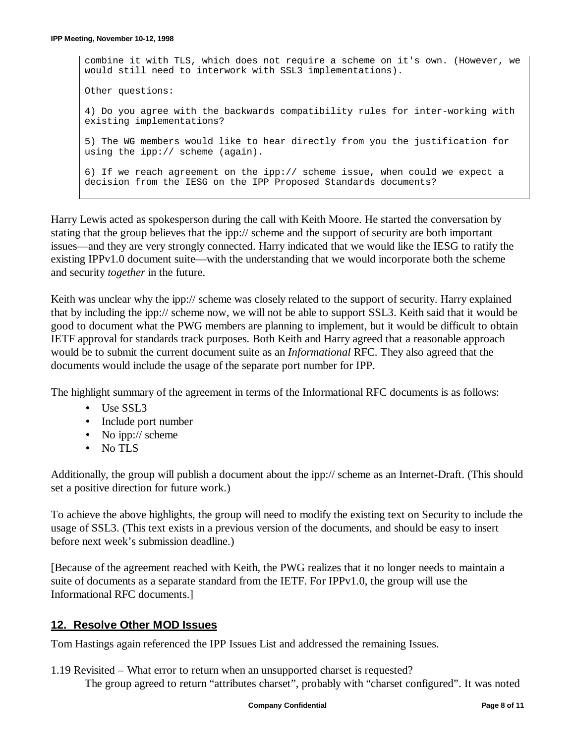```
combine it with TLS, which does not require a scheme on it's own. (However, we
would still need to interwork with SSL3 implementations).

Other questions:

4) Do you agree with the backwards compatibility rules for inter-working with
existing implementations?

5) The WG members would like to hear directly from you the justification for
using the ipp:// scheme (again).

6) If we reach agreement on the ipp:// scheme issue, when could we expect a
decision from the IESG on the IPP Proposed Standards documents?
```

Harry Lewis acted as spokesperson during the call with Keith Moore. He started the conversation by stating that the group believes that the ipp:// scheme and the support of security are both important issues—and they are very strongly connected. Harry indicated that we would like the IESG to ratify the existing IPPv1.0 document suite—with the understanding that we would incorporate both the scheme and security *together* in the future.

Keith was unclear why the ipp:// scheme was closely related to the support of security. Harry explained that by including the ipp:// scheme now, we will not be able to support SSL3. Keith said that it would be good to document what the PWG members are planning to implement, but it would be difficult to obtain IETF approval for standards track purposes. Both Keith and Harry agreed that a reasonable approach would be to submit the current document suite as an *Informational* RFC. They also agreed that the documents would include the usage of the separate port number for IPP.

The highlight summary of the agreement in terms of the Informational RFC documents is as follows:

- Use SSL3
- Include port number
- No ipp:// scheme
- No TLS

Additionally, the group will publish a document about the ipp:// scheme as an Internet-Draft. (This should set a positive direction for future work.)

To achieve the above highlights, the group will need to modify the existing text on Security to include the usage of SSL3. (This text exists in a previous version of the documents, and should be easy to insert before next week's submission deadline.)

[Because of the agreement reached with Keith, the PWG realizes that it no longer needs to maintain a suite of documents as a separate standard from the IETF. For IPPv1.0, the group will use the Informational RFC documents.]

## 12. Resolve Other MOD Issues

Tom Hastings again referenced the IPP Issues List and addressed the remaining Issues.

1.19 Revisited – What error to return when an unsupported charset is requested?
The group agreed to return "attributes charset", probably with "charset configured". It was noted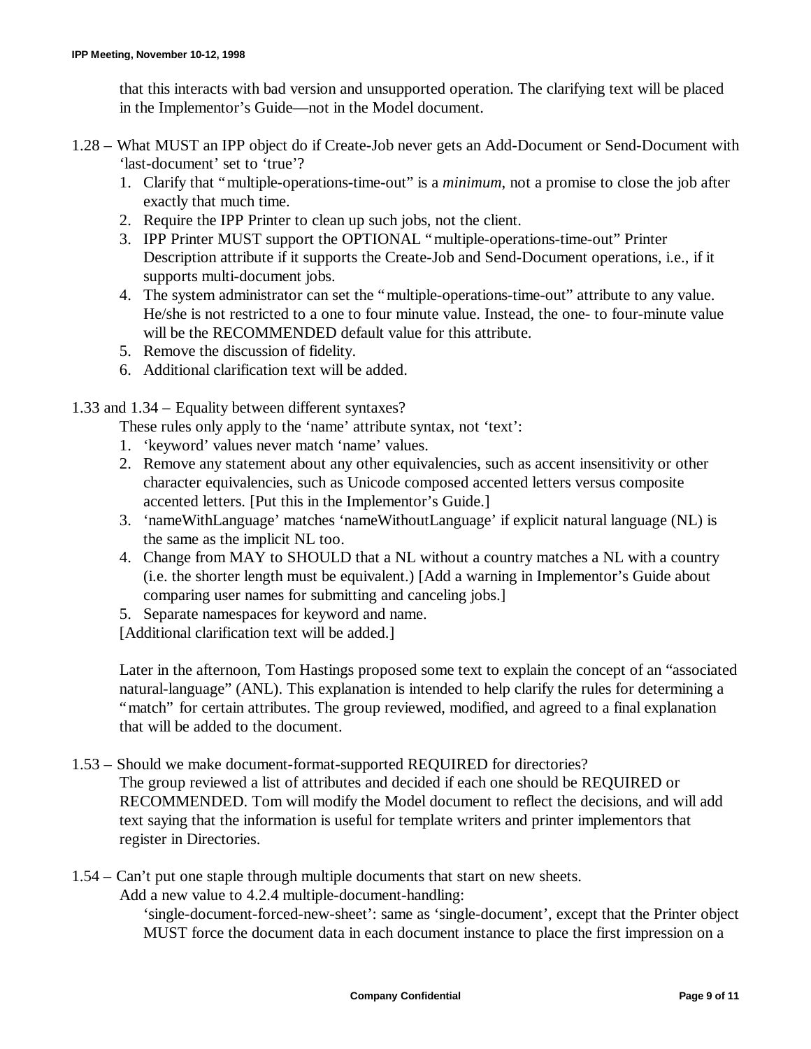that this interacts with bad version and unsupported operation. The clarifying text will be placed in the Implementor's Guide—not in the Model document.

1.28 – What MUST an IPP object do if Create-Job never gets an Add-Document or Send-Document with 'last-document' set to 'true'?

1. Clarify that "multiple-operations-time-out" is a *minimum*, not a promise to close the job after exactly that much time.
2. Require the IPP Printer to clean up such jobs, not the client.
3. IPP Printer MUST support the OPTIONAL "multiple-operations-time-out" Printer Description attribute if it supports the Create-Job and Send-Document operations, i.e., if it supports multi-document jobs.
4. The system administrator can set the "multiple-operations-time-out" attribute to any value. He/she is not restricted to a one to four minute value. Instead, the one- to four-minute value will be the RECOMMENDED default value for this attribute.
5. Remove the discussion of fidelity.
6. Additional clarification text will be added.

1.33 and 1.34 – Equality between different syntaxes?

These rules only apply to the 'name' attribute syntax, not 'text':

1. 'keyword' values never match 'name' values.
2. Remove any statement about any other equivalencies, such as accent insensitivity or other character equivalencies, such as Unicode composed accented letters versus composite accented letters. [Put this in the Implementor's Guide.]
3. 'nameWithLanguage' matches 'nameWithoutLanguage' if explicit natural language (NL) is the same as the implicit NL too.
4. Change from MAY to SHOULD that a NL without a country matches a NL with a country (i.e. the shorter length must be equivalent.) [Add a warning in Implementor's Guide about comparing user names for submitting and canceling jobs.]
5. Separate namespaces for keyword and name.

[Additional clarification text will be added.]

Later in the afternoon, Tom Hastings proposed some text to explain the concept of an "associated natural-language" (ANL). This explanation is intended to help clarify the rules for determining a "match" for certain attributes. The group reviewed, modified, and agreed to a final explanation that will be added to the document.

1.53 – Should we make document-format-supported REQUIRED for directories?

The group reviewed a list of attributes and decided if each one should be REQUIRED or RECOMMENDED. Tom will modify the Model document to reflect the decisions, and will add text saying that the information is useful for template writers and printer implementors that register in Directories.

1.54 – Can't put one staple through multiple documents that start on new sheets.

Add a new value to 4.2.4 multiple-document-handling:

'single-document-forced-new-sheet': same as 'single-document', except that the Printer object MUST force the document data in each document instance to place the first impression on a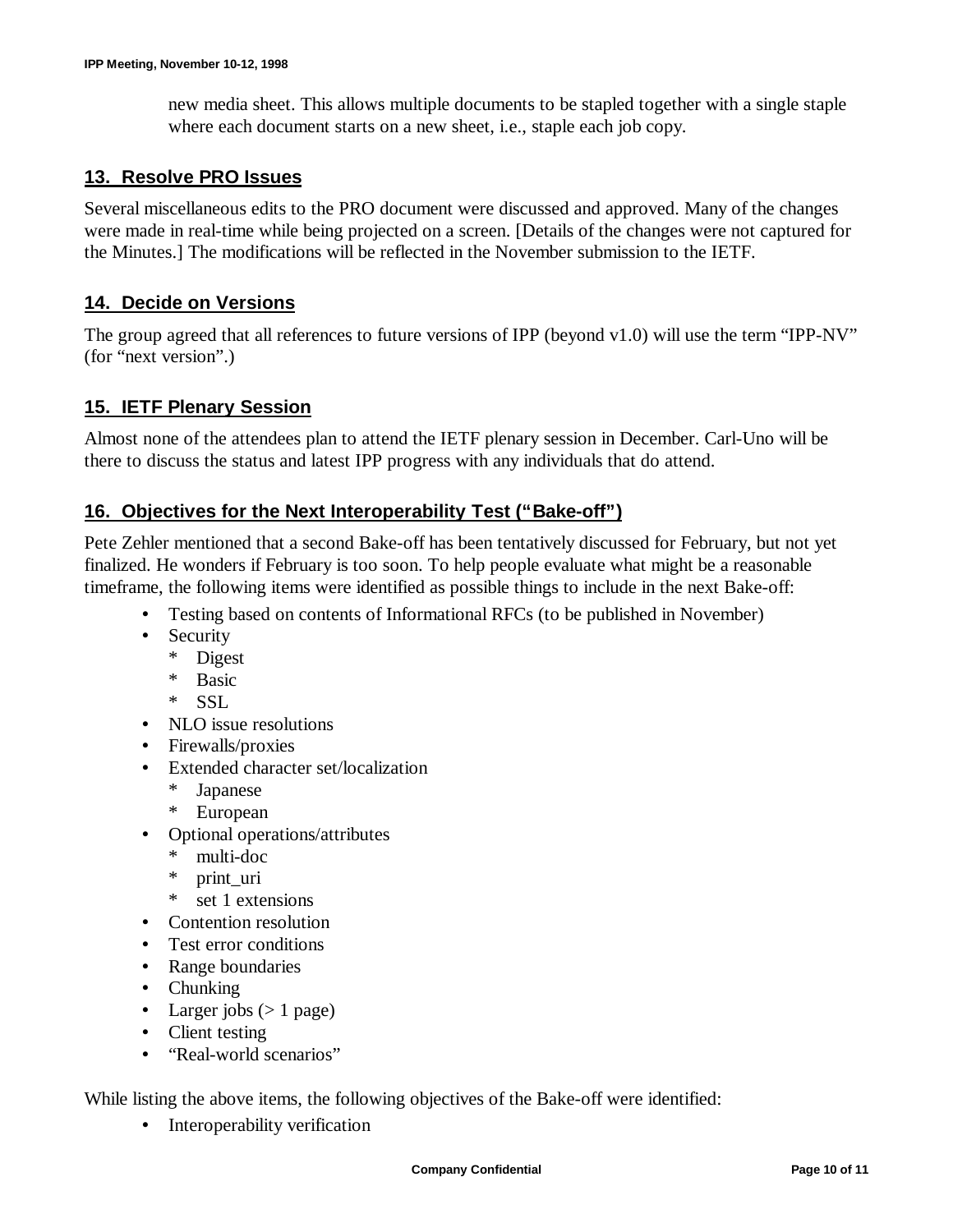new media sheet. This allows multiple documents to be stapled together with a single staple where each document starts on a new sheet, i.e., staple each job copy.

## 13. Resolve PRO Issues

Several miscellaneous edits to the PRO document were discussed and approved. Many of the changes were made in real-time while being projected on a screen. [Details of the changes were not captured for the Minutes.] The modifications will be reflected in the November submission to the IETF.

## 14. Decide on Versions

The group agreed that all references to future versions of IPP (beyond v1.0) will use the term "IPP-NV" (for "next version".)

## 15. IETF Plenary Session

Almost none of the attendees plan to attend the IETF plenary session in December. Carl-Uno will be there to discuss the status and latest IPP progress with any individuals that do attend.

## 16. Objectives for the Next Interoperability Test ("Bake-off")

Pete Zehler mentioned that a second Bake-off has been tentatively discussed for February, but not yet finalized. He wonders if February is too soon. To help people evaluate what might be a reasonable timeframe, the following items were identified as possible things to include in the next Bake-off:

- Testing based on contents of Informational RFCs (to be published in November)
- Security
  - Digest
  - Basic
  - SSL
- NLO issue resolutions
- Firewalls/proxies
- Extended character set/localization
  - Japanese
  - European
- Optional operations/attributes
  - multi-doc
  - print_uri
  - set 1 extensions
- Contention resolution
- Test error conditions
- Range boundaries
- Chunking
- Larger jobs (> 1 page)
- Client testing
- "Real-world scenarios"

While listing the above items, the following objectives of the Bake-off were identified:

- Interoperability verification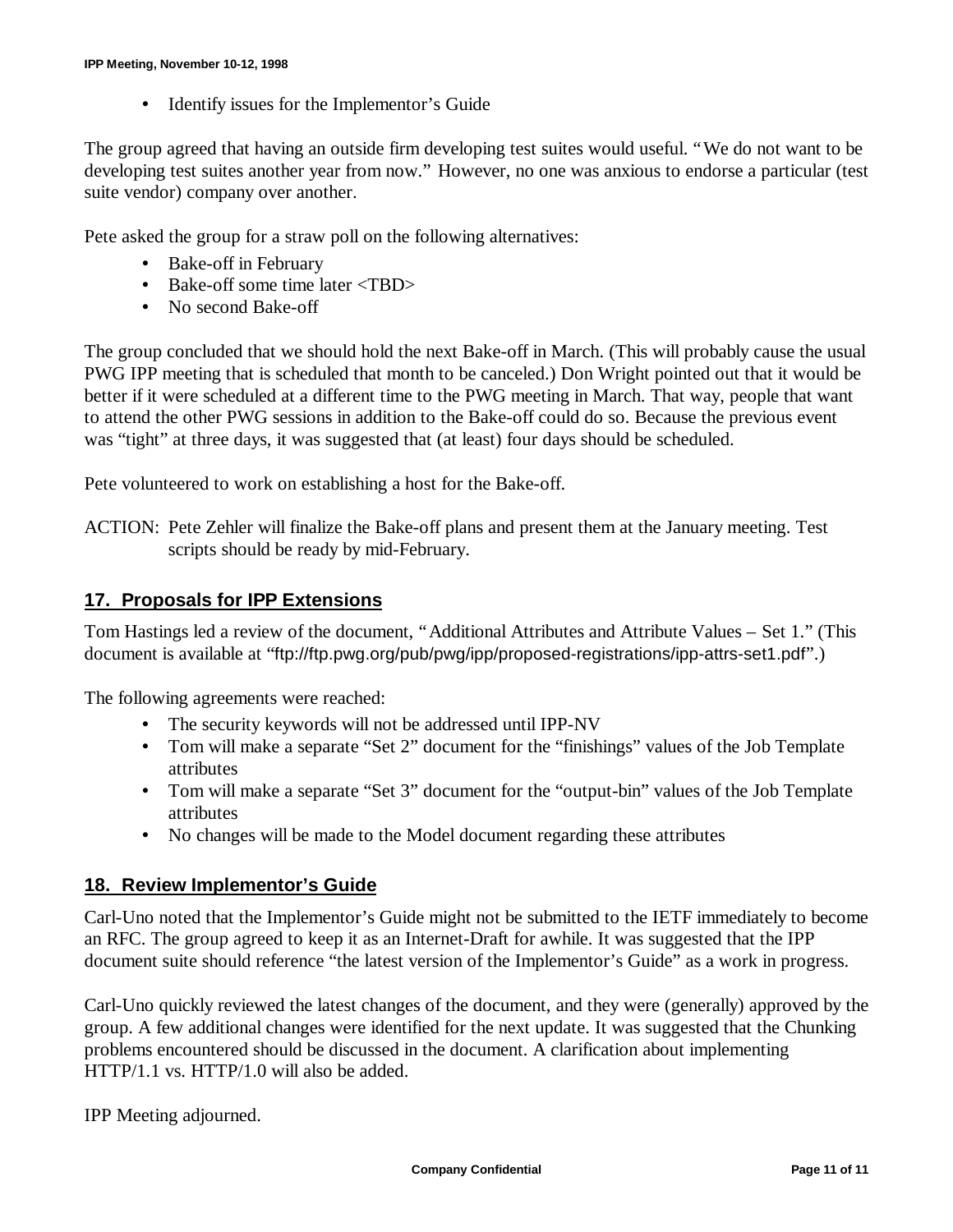- Identify issues for the Implementor's Guide

The group agreed that having an outside firm developing test suites would useful. "We do not want to be developing test suites another year from now." However, no one was anxious to endorse a particular (test suite vendor) company over another.

Pete asked the group for a straw poll on the following alternatives:

- Bake-off in February
- Bake-off some time later <TBD>
- No second Bake-off

The group concluded that we should hold the next Bake-off in March. (This will probably cause the usual PWG IPP meeting that is scheduled that month to be canceled.) Don Wright pointed out that it would be better if it were scheduled at a different time to the PWG meeting in March. That way, people that want to attend the other PWG sessions in addition to the Bake-off could do so. Because the previous event was "tight" at three days, it was suggested that (at least) four days should be scheduled.

Pete volunteered to work on establishing a host for the Bake-off.

ACTION: Pete Zehler will finalize the Bake-off plans and present them at the January meeting. Test scripts should be ready by mid-February.

## 17. Proposals for IPP Extensions

Tom Hastings led a review of the document, "Additional Attributes and Attribute Values – Set 1." (This document is available at "ftp://ftp.pwg.org/pub/pwg/ipp/proposed-registrations/ipp-attrs-set1.pdf".)

The following agreements were reached:

- The security keywords will not be addressed until IPP-NV
- Tom will make a separate "Set 2" document for the "finishings" values of the Job Template attributes
- Tom will make a separate "Set 3" document for the "output-bin" values of the Job Template attributes
- No changes will be made to the Model document regarding these attributes

## 18. Review Implementor's Guide

Carl-Uno noted that the Implementor's Guide might not be submitted to the IETF immediately to become an RFC. The group agreed to keep it as an Internet-Draft for awhile. It was suggested that the IPP document suite should reference "the latest version of the Implementor's Guide" as a work in progress.

Carl-Uno quickly reviewed the latest changes of the document, and they were (generally) approved by the group. A few additional changes were identified for the next update. It was suggested that the Chunking problems encountered should be discussed in the document. A clarification about implementing HTTP/1.1 vs. HTTP/1.0 will also be added.

IPP Meeting adjourned.